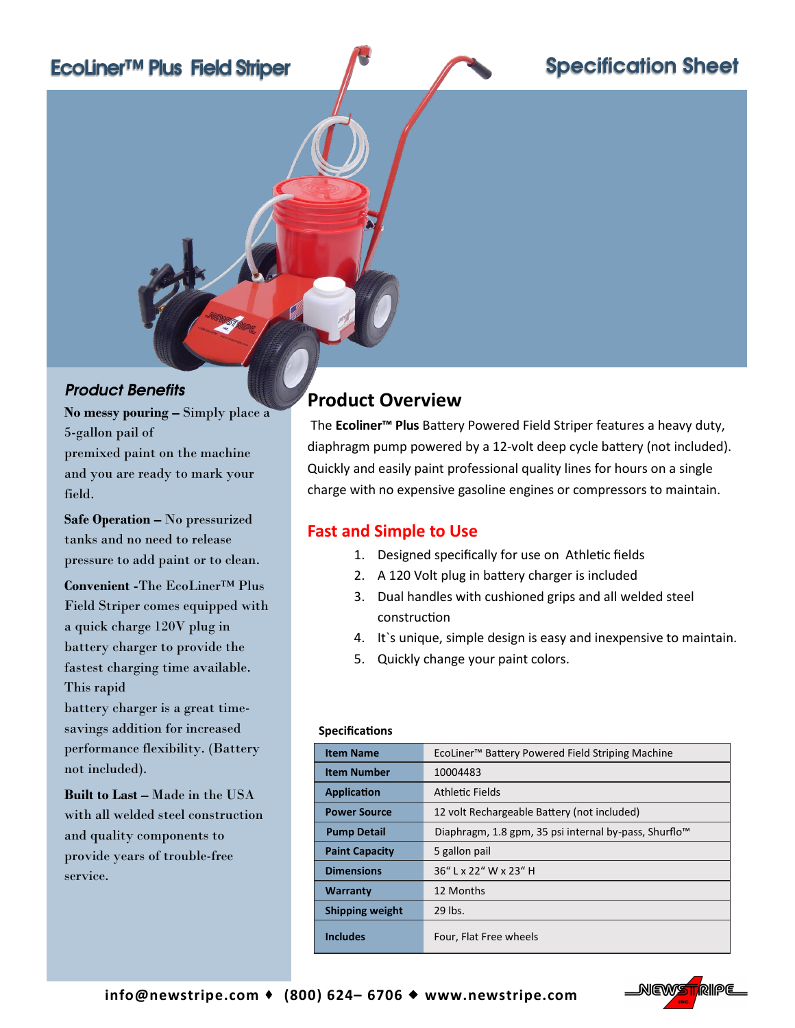# EcoLiner™ Plus Field Striper

# Specification Sheet

### *Product Benefits*

**No messy pouring –** Simply place a 5-gallon pail of premixed paint on the machine and you are ready to mark your field.

**Safe Operation –** No pressurized tanks and no need to release pressure to add paint or to clean.

**Convenient -**The EcoLiner™ Plus Field Striper comes equipped with a quick charge 120V plug in battery charger to provide the fastest charging time available. This rapid battery charger is a great time-savings addition for increased performance flexibility. (Battery not included).

**Built to Last –** Made in the USA with all welded steel construction and quality components to provide years of trouble-free service.

## Product Overview

The **Ecoliner™ Plus** Battery Powered Field Striper features a heavy duty, diaphragm pump powered by a 12-volt deep cycle battery (not included). Quickly and easily paint professional quality lines for hours on a single charge with no expensive gasoline engines or compressors to maintain.

## Fast and Simple to Use

1. Designed specifically for use on Athletic fields
2. A 120 Volt plug in battery charger is included
3. Dual handles with cushioned grips and all welded steel construction
4. It`s unique, simple design is easy and inexpensive to maintain.
5. Quickly change your paint colors.

**Specifications**

| | |
|---|---|
| **Item Name** | EcoLiner™ Battery Powered Field Striping Machine |
| **Item Number** | 10004483 |
| **Application** | Athletic Fields |
| **Power Source** | 12 volt Rechargeable Battery (not included) |
| **Pump Detail** | Diaphragm, 1.8 gpm, 35 psi internal by-pass, Shurflo™ |
| **Paint Capacity** | 5 gallon pail |
| **Dimensions** | 36" L x 22" W x 23" H |
| **Warranty** | 12 Months |
| **Shipping weight** | 29 lbs. |
| **Includes** | Four, Flat Free wheels |

**info@newstripe.com ♦ (800) 624– 6706 ♦ www.newstripe.com**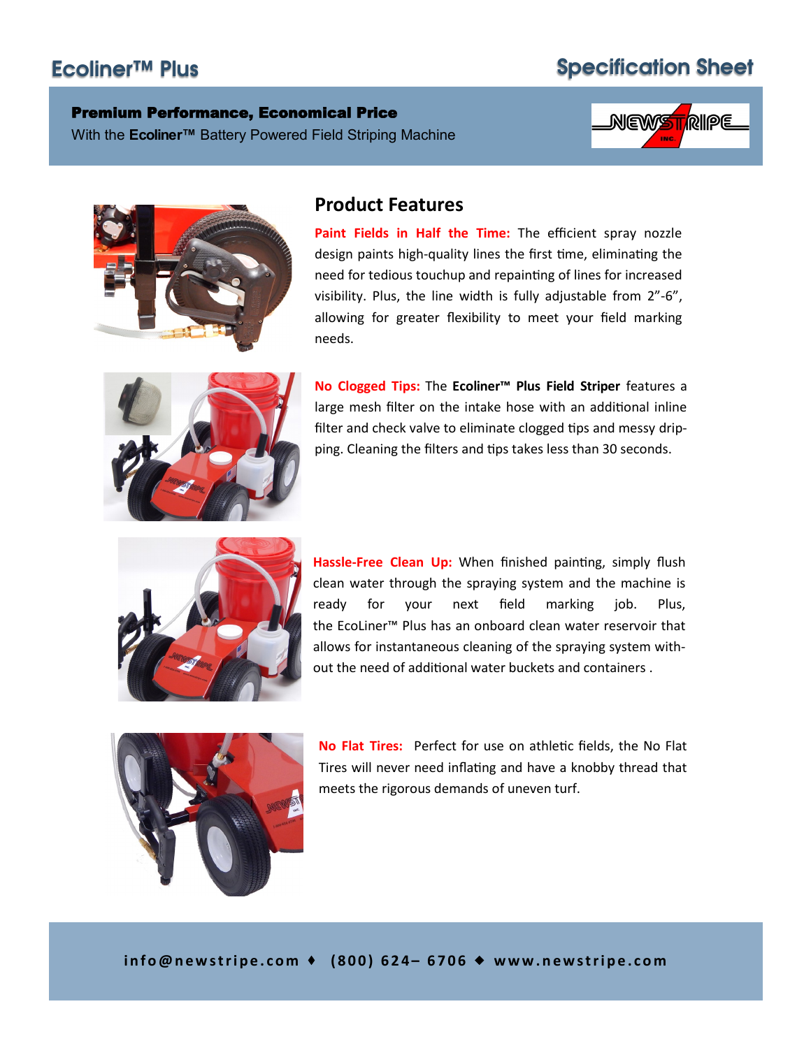# Ecoliner™ Plus

## Specification Sheet

**Premium Performance, Economical Price**

With the **Ecoliner™** Battery Powered Field Striping Machine

## Product Features

**Paint Fields in Half the Time:** The efficient spray nozzle design paints high-quality lines the first time, eliminating the need for tedious touchup and repainting of lines for increased visibility. Plus, the line width is fully adjustable from 2"-6", allowing for greater flexibility to meet your field marking needs.

**No Clogged Tips:** The **Ecoliner™ Plus Field Striper** features a large mesh filter on the intake hose with an additional inline filter and check valve to eliminate clogged tips and messy dripping. Cleaning the filters and tips takes less than 30 seconds.

**Hassle-Free Clean Up:** When finished painting, simply flush clean water through the spraying system and the machine is ready for your next field marking job. Plus, the EcoLiner™ Plus has an onboard clean water reservoir that allows for instantaneous cleaning of the spraying system without the need of additional water buckets and containers .

**No Flat Tires:** Perfect for use on athletic fields, the No Flat Tires will never need inflating and have a knobby thread that meets the rigorous demands of uneven turf.

info@newstripe.com ♦ (800) 624– 6706 ◆ www.newstripe.com